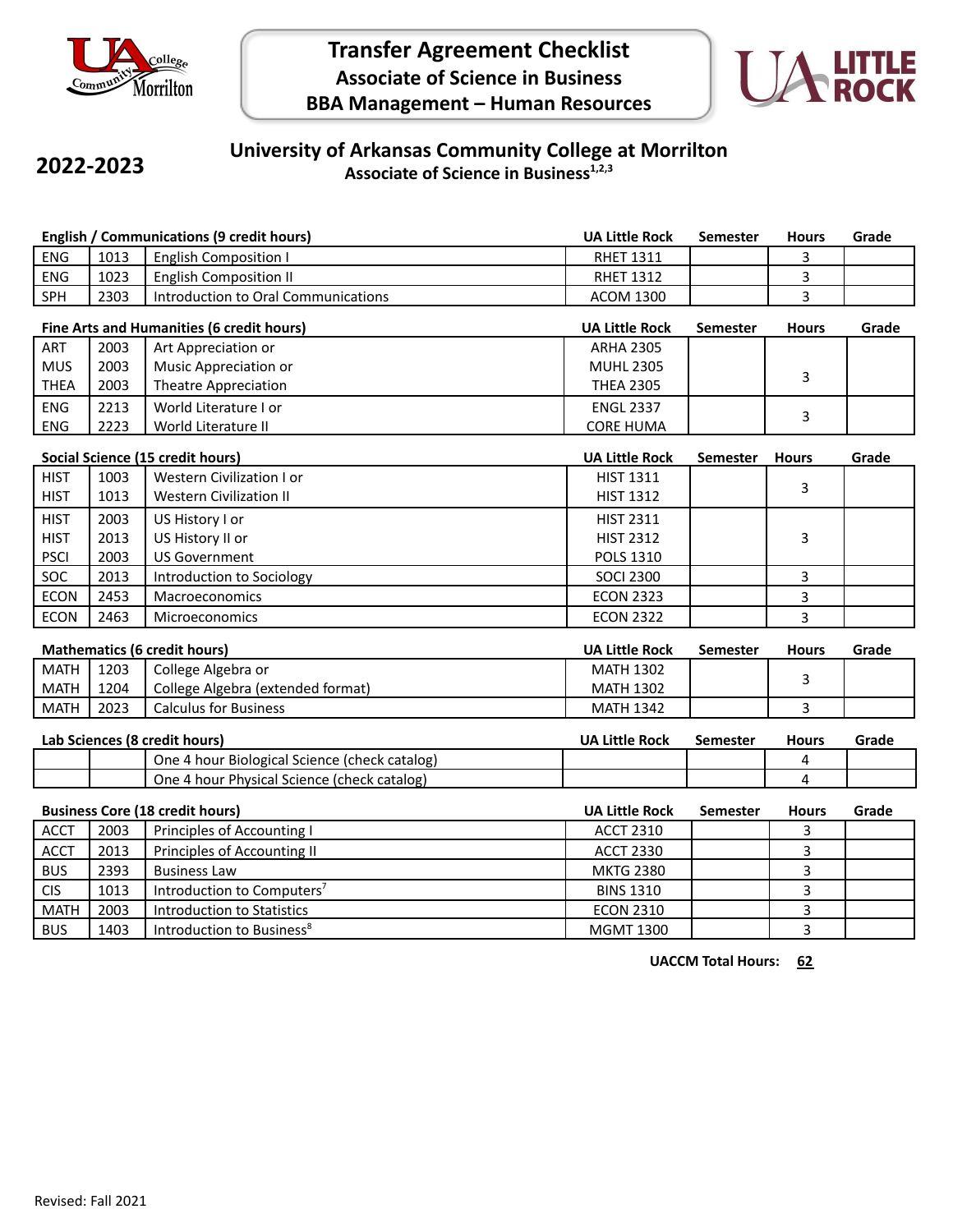# Transfer Agreement Checklist
## Associate of Science in Business
## BBA Management – Human Resources

**2022-2023**

## University of Arkansas Community College at Morrilton
### Associate of Science in Business[1,2,3]

**English / Communications (9 credit hours)**

| | | | UA Little Rock | Semester | Hours | Grade |
|---|---|---|---|---|---|---|
| ENG | 1013 | English Composition I | RHET 1311 | | 3 | |
| ENG | 1023 | English Composition II | RHET 1312 | | 3 | |
| SPH | 2303 | Introduction to Oral Communications | ACOM 1300 | | 3 | |

**Fine Arts and Humanities (6 credit hours)**

| | | | UA Little Rock | Semester | Hours | Grade |
|---|---|---|---|---|---|---|
| ART<br>MUS<br>THEA | 2003<br>2003<br>2003 | Art Appreciation or<br>Music Appreciation or<br>Theatre Appreciation | ARHA 2305<br>MUHL 2305<br>THEA 2305 | | 3 | |
| ENG<br>ENG | 2213<br>2223 | World Literature I or<br>World Literature II | ENGL 2337<br>CORE HUMA | | 3 | |

**Social Science (15 credit hours)**

| | | | UA Little Rock | Semester | Hours | Grade |
|---|---|---|---|---|---|---|
| HIST<br>HIST | 1003<br>1013 | Western Civilization I or<br>Western Civilization II | HIST 1311<br>HIST 1312 | | 3 | |
| HIST<br>HIST<br>PSCI | 2003<br>2013<br>2003 | US History I or<br>US History II or<br>US Government | HIST 2311<br>HIST 2312<br>POLS 1310 | | 3 | |
| SOC | 2013 | Introduction to Sociology | SOCI 2300 | | 3 | |
| ECON | 2453 | Macroeconomics | ECON 2323 | | 3 | |
| ECON | 2463 | Microeconomics | ECON 2322 | | 3 | |

**Mathematics (6 credit hours)**

| | | | UA Little Rock | Semester | Hours | Grade |
|---|---|---|---|---|---|---|
| MATH<br>MATH | 1203<br>1204 | College Algebra or<br>College Algebra (extended format) | MATH 1302<br>MATH 1302 | | 3 | |
| MATH | 2023 | Calculus for Business | MATH 1342 | | 3 | |

**Lab Sciences (8 credit hours)**

| | | | UA Little Rock | Semester | Hours | Grade |
|---|---|---|---|---|---|---|
| | | One 4 hour Biological Science (check catalog) | | | 4 | |
| | | One 4 hour Physical Science (check catalog) | | | 4 | |

**Business Core (18 credit hours)**

| | | | UA Little Rock | Semester | Hours | Grade |
|---|---|---|---|---|---|---|
| ACCT | 2003 | Principles of Accounting I | ACCT 2310 | | 3 | |
| ACCT | 2013 | Principles of Accounting II | ACCT 2330 | | 3 | |
| BUS | 2393 | Business Law | MKTG 2380 | | 3 | |
| CIS | 1013 | Introduction to Computers[7] | BINS 1310 | | 3 | |
| MATH | 2003 | Introduction to Statistics | ECON 2310 | | 3 | |
| BUS | 1403 | Introduction to Business[8] | MGMT 1300 | | 3 | |

**UACCM Total Hours: 62**

Revised: Fall 2021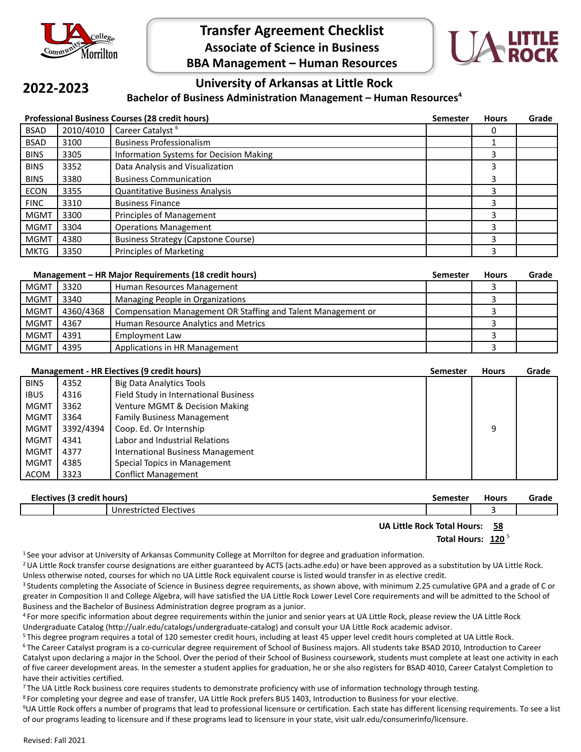# Transfer Agreement Checklist
## Associate of Science in Business
## BBA Management – Human Resources

**2022-2023**

## University of Arkansas at Little Rock
### Bachelor of Business Administration Management – Human Resources[4]

| Professional Business Courses (28 credit hours) | | | Semester | Hours | Grade |
|---|---|---|---|---|---|
| BSAD | 2010/4010 | Career Catalyst [6] | | 0 | |
| BSAD | 3100 | Business Professionalism | | 1 | |
| BINS | 3305 | Information Systems for Decision Making | | 3 | |
| BINS | 3352 | Data Analysis and Visualization | | 3 | |
| BINS | 3380 | Business Communication | | 3 | |
| ECON | 3355 | Quantitative Business Analysis | | 3 | |
| FINC | 3310 | Business Finance | | 3 | |
| MGMT | 3300 | Principles of Management | | 3 | |
| MGMT | 3304 | Operations Management | | 3 | |
| MGMT | 4380 | Business Strategy (Capstone Course) | | 3 | |
| MKTG | 3350 | Principles of Marketing | | 3 | |

| Management – HR Major Requirements (18 credit hours) | | | Semester | Hours | Grade |
|---|---|---|---|---|---|
| MGMT | 3320 | Human Resources Management | | 3 | |
| MGMT | 3340 | Managing People in Organizations | | 3 | |
| MGMT | 4360/4368 | Compensation Management OR Staffing and Talent Management or | | 3 | |
| MGMT | 4367 | Human Resource Analytics and Metrics | | 3 | |
| MGMT | 4391 | Employment Law | | 3 | |
| MGMT | 4395 | Applications in HR Management | | 3 | |

| Management - HR Electives (9 credit hours) | | | Semester | Hours | Grade |
|---|---|---|---|---|---|
| BINS | 4352 | Big Data Analytics Tools | | | |
| IBUS | 4316 | Field Study in International Business | | | |
| MGMT | 3362 | Venture MGMT & Decision Making | | | |
| MGMT | 3364 | Family Business Management | | | |
| MGMT | 3392/4394 | Coop. Ed. Or Internship | | 9 | |
| MGMT | 4341 | Labor and Industrial Relations | | | |
| MGMT | 4377 | International Business Management | | | |
| MGMT | 4385 | Special Topics in Management | | | |
| ACOM | 3323 | Conflict Management | | | |

| Electives (3 credit hours) | | | Semester | Hours | Grade |
|---|---|---|---|---|---|
| | | Unrestricted Electives | | 3 | |

**UA Little Rock Total Hours: 58**

**Total Hours: 120** [5]

[1] See your advisor at University of Arkansas Community College at Morrilton for degree and graduation information.

[2] UA Little Rock transfer course designations are either guaranteed by ACTS (acts.adhe.edu) or have been approved as a substitution by UA Little Rock. Unless otherwise noted, courses for which no UA Little Rock equivalent course is listed would transfer in as elective credit.

[3] Students completing the Associate of Science in Business degree requirements, as shown above, with minimum 2.25 cumulative GPA and a grade of C or greater in Composition II and College Algebra, will have satisfied the UA Little Rock Lower Level Core requirements and will be admitted to the School of Business and the Bachelor of Business Administration degree program as a junior.

[4] For more specific information about degree requirements within the junior and senior years at UA Little Rock, please review the UA Little Rock Undergraduate Catalog (http://ualr.edu/catalogs/undergraduate-catalog) and consult your UA Little Rock academic advisor.

[5] This degree program requires a total of 120 semester credit hours, including at least 45 upper level credit hours completed at UA Little Rock.

[6] The Career Catalyst program is a co-curricular degree requirement of School of Business majors. All students take BSAD 2010, Introduction to Career Catalyst upon declaring a major in the School. Over the period of their School of Business coursework, students must complete at least one activity in each of five career development areas. In the semester a student applies for graduation, he or she also registers for BSAD 4010, Career Catalyst Completion to have their activities certified.

[7] The UA Little Rock business core requires students to demonstrate proficiency with use of information technology through testing.

[8] For completing your degree and ease of transfer, UA Little Rock prefers BUS 1403, Introduction to Business for your elective.

[9] UA Little Rock offers a number of programs that lead to professional licensure or certification. Each state has different licensing requirements. To see a list of our programs leading to licensure and if these programs lead to licensure in your state, visit ualr.edu/consumerinfo/licensure.

Revised: Fall 2021